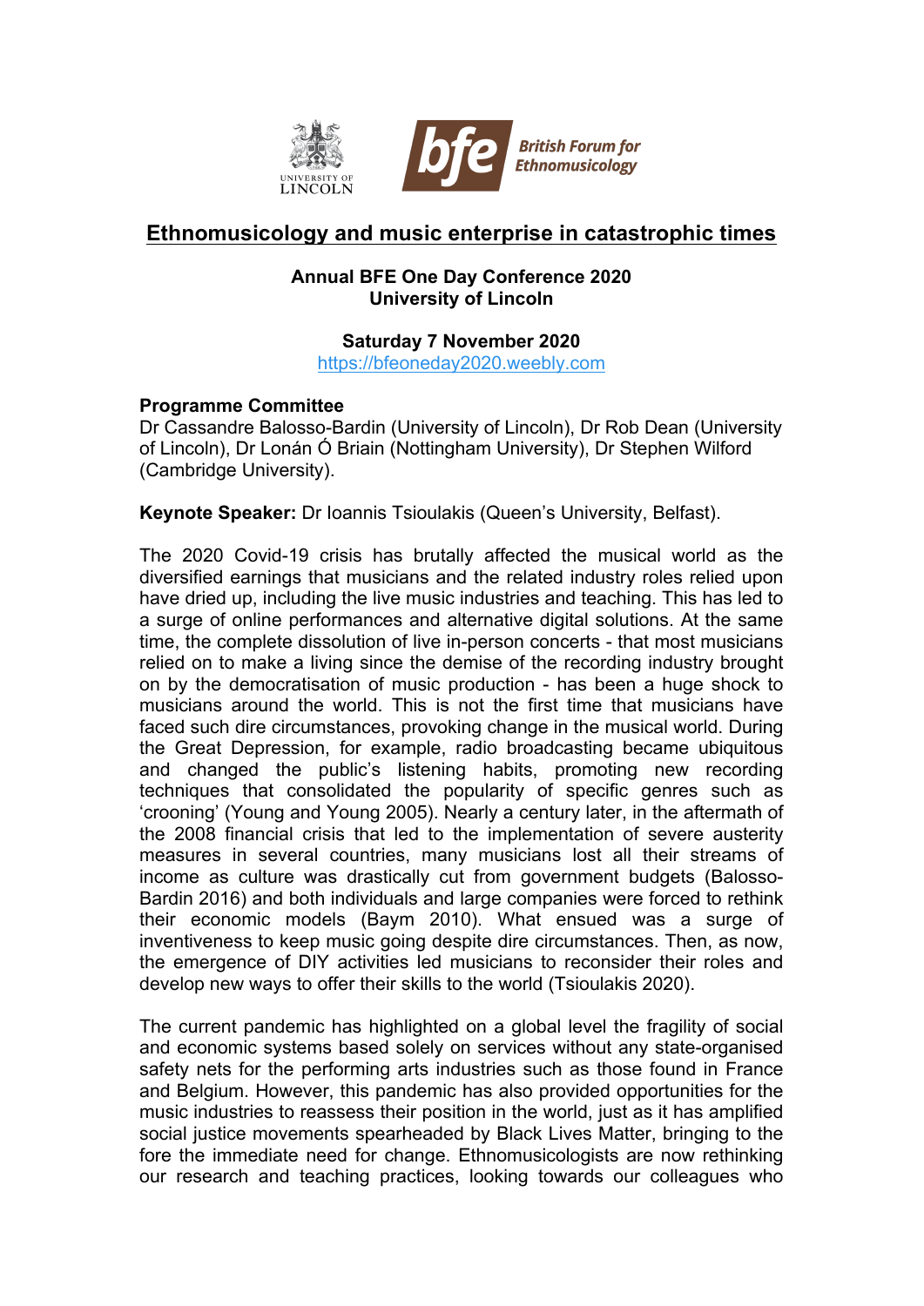# Ethnomusicology and music enterprise in catastrophic times

**Annual BFE One Day Conference 2020**
**University of Lincoln**

**Saturday 7 November 2020**
https://bfeoneday2020.weebly.com

**Programme Committee**
Dr Cassandre Balosso-Bardin (University of Lincoln), Dr Rob Dean (University of Lincoln), Dr Lonán Ó Briain (Nottingham University), Dr Stephen Wilford (Cambridge University).

**Keynote Speaker:** Dr Ioannis Tsioulakis (Queen's University, Belfast).

The 2020 Covid-19 crisis has brutally affected the musical world as the diversified earnings that musicians and the related industry roles relied upon have dried up, including the live music industries and teaching. This has led to a surge of online performances and alternative digital solutions. At the same time, the complete dissolution of live in-person concerts - that most musicians relied on to make a living since the demise of the recording industry brought on by the democratisation of music production - has been a huge shock to musicians around the world. This is not the first time that musicians have faced such dire circumstances, provoking change in the musical world. During the Great Depression, for example, radio broadcasting became ubiquitous and changed the public's listening habits, promoting new recording techniques that consolidated the popularity of specific genres such as 'crooning' (Young and Young 2005). Nearly a century later, in the aftermath of the 2008 financial crisis that led to the implementation of severe austerity measures in several countries, many musicians lost all their streams of income as culture was drastically cut from government budgets (Balosso-Bardin 2016) and both individuals and large companies were forced to rethink their economic models (Baym 2010). What ensued was a surge of inventiveness to keep music going despite dire circumstances. Then, as now, the emergence of DIY activities led musicians to reconsider their roles and develop new ways to offer their skills to the world (Tsioulakis 2020).

The current pandemic has highlighted on a global level the fragility of social and economic systems based solely on services without any state-organised safety nets for the performing arts industries such as those found in France and Belgium. However, this pandemic has also provided opportunities for the music industries to reassess their position in the world, just as it has amplified social justice movements spearheaded by Black Lives Matter, bringing to the fore the immediate need for change. Ethnomusicologists are now rethinking our research and teaching practices, looking towards our colleagues who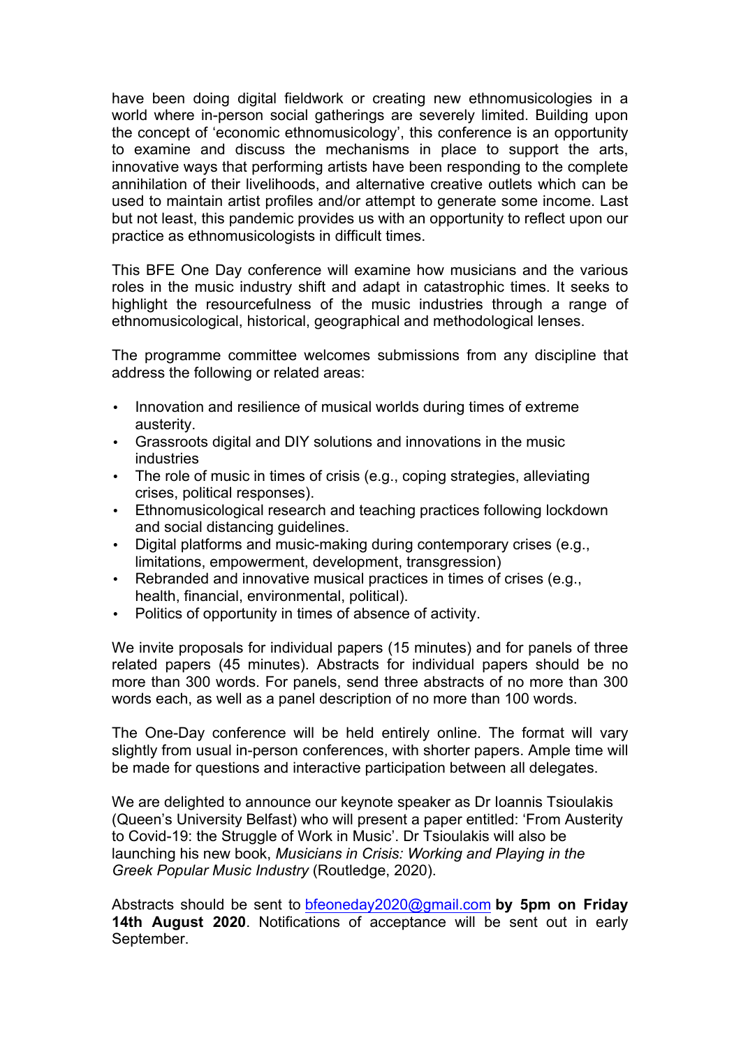have been doing digital fieldwork or creating new ethnomusicologies in a world where in-person social gatherings are severely limited. Building upon the concept of 'economic ethnomusicology', this conference is an opportunity to examine and discuss the mechanisms in place to support the arts, innovative ways that performing artists have been responding to the complete annihilation of their livelihoods, and alternative creative outlets which can be used to maintain artist profiles and/or attempt to generate some income. Last but not least, this pandemic provides us with an opportunity to reflect upon our practice as ethnomusicologists in difficult times.

This BFE One Day conference will examine how musicians and the various roles in the music industry shift and adapt in catastrophic times. It seeks to highlight the resourcefulness of the music industries through a range of ethnomusicological, historical, geographical and methodological lenses.

The programme committee welcomes submissions from any discipline that address the following or related areas:

- Innovation and resilience of musical worlds during times of extreme austerity.
- Grassroots digital and DIY solutions and innovations in the music industries
- The role of music in times of crisis (e.g., coping strategies, alleviating crises, political responses).
- Ethnomusicological research and teaching practices following lockdown and social distancing guidelines.
- Digital platforms and music-making during contemporary crises (e.g., limitations, empowerment, development, transgression)
- Rebranded and innovative musical practices in times of crises (e.g., health, financial, environmental, political).
- Politics of opportunity in times of absence of activity.

We invite proposals for individual papers (15 minutes) and for panels of three related papers (45 minutes). Abstracts for individual papers should be no more than 300 words. For panels, send three abstracts of no more than 300 words each, as well as a panel description of no more than 100 words.

The One-Day conference will be held entirely online. The format will vary slightly from usual in-person conferences, with shorter papers. Ample time will be made for questions and interactive participation between all delegates.

We are delighted to announce our keynote speaker as Dr Ioannis Tsioulakis (Queen's University Belfast) who will present a paper entitled: 'From Austerity to Covid-19: the Struggle of Work in Music'. Dr Tsioulakis will also be launching his new book, *Musicians in Crisis: Working and Playing in the Greek Popular Music Industry* (Routledge, 2020).

Abstracts should be sent to bfeoneday2020@gmail.com **by 5pm on Friday 14th August 2020**. Notifications of acceptance will be sent out in early September.